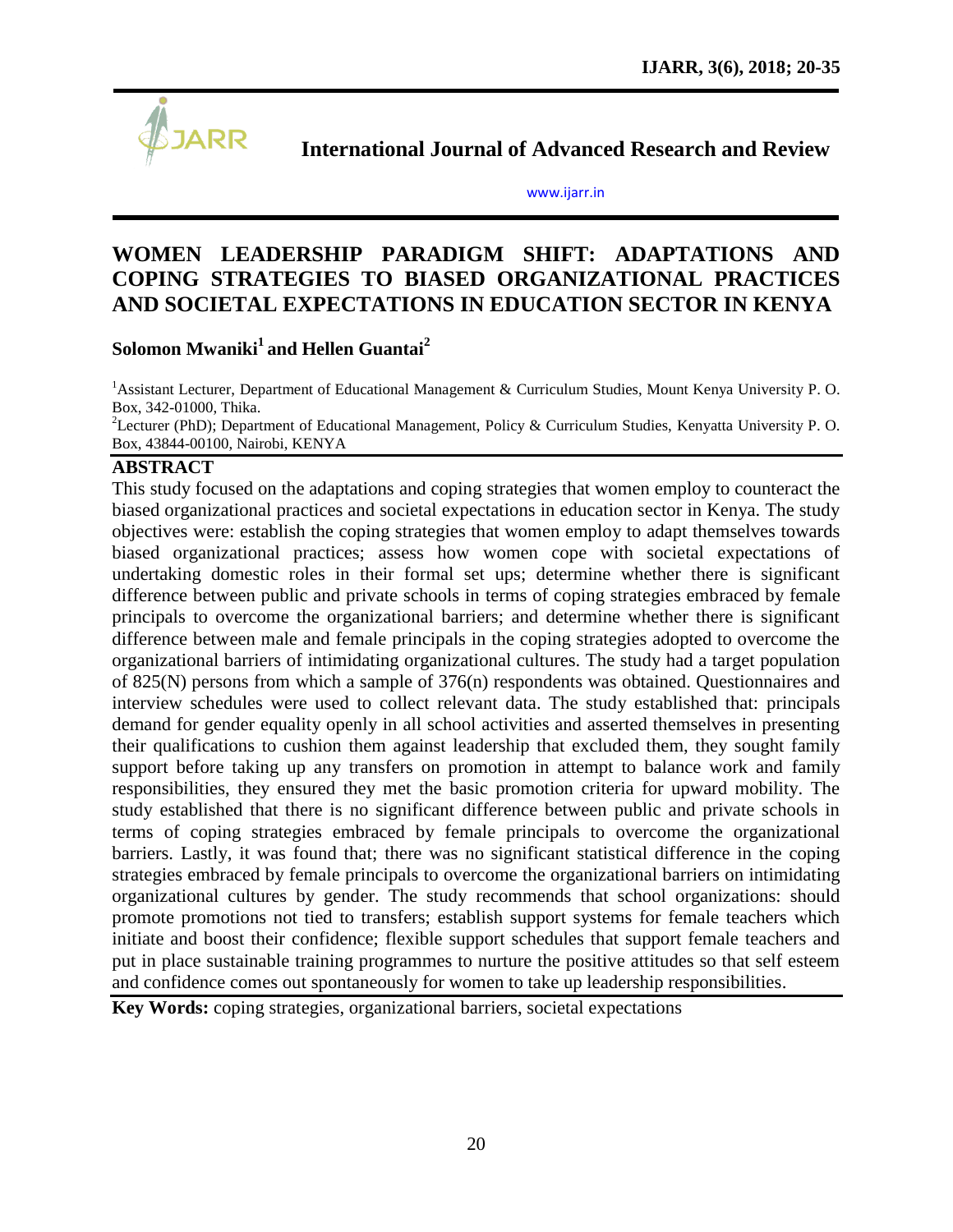# WOMEN LEADERSHIP PARADIGM SHIFT: ADAPTATIONS AND COPING STRATEGIES TO BIASED ORGANIZATIONAL PRACTICES AND SOCIETAL EXPECTATIONS IN EDUCATION SECTOR IN KENYA

**Solomon Mwaniki[1] and Hellen Guantai[2]**

[1]Assistant Lecturer, Department of Educational Management & Curriculum Studies, Mount Kenya University P. O. Box, 342-01000, Thika.

[2]Lecturer (PhD); Department of Educational Management, Policy & Curriculum Studies, Kenyatta University P. O. Box, 43844-00100, Nairobi, KENYA

## ABSTRACT

This study focused on the adaptations and coping strategies that women employ to counteract the biased organizational practices and societal expectations in education sector in Kenya. The study objectives were: establish the coping strategies that women employ to adapt themselves towards biased organizational practices; assess how women cope with societal expectations of undertaking domestic roles in their formal set ups; determine whether there is significant difference between public and private schools in terms of coping strategies embraced by female principals to overcome the organizational barriers; and determine whether there is significant difference between male and female principals in the coping strategies adopted to overcome the organizational barriers of intimidating organizational cultures. The study had a target population of 825(N) persons from which a sample of 376(n) respondents was obtained. Questionnaires and interview schedules were used to collect relevant data. The study established that: principals demand for gender equality openly in all school activities and asserted themselves in presenting their qualifications to cushion them against leadership that excluded them, they sought family support before taking up any transfers on promotion in attempt to balance work and family responsibilities, they ensured they met the basic promotion criteria for upward mobility. The study established that there is no significant difference between public and private schools in terms of coping strategies embraced by female principals to overcome the organizational barriers. Lastly, it was found that; there was no significant statistical difference in the coping strategies embraced by female principals to overcome the organizational barriers on intimidating organizational cultures by gender. The study recommends that school organizations: should promote promotions not tied to transfers; establish support systems for female teachers which initiate and boost their confidence; flexible support schedules that support female teachers and put in place sustainable training programmes to nurture the positive attitudes so that self esteem and confidence comes out spontaneously for women to take up leadership responsibilities.

**Key Words:** coping strategies, organizational barriers, societal expectations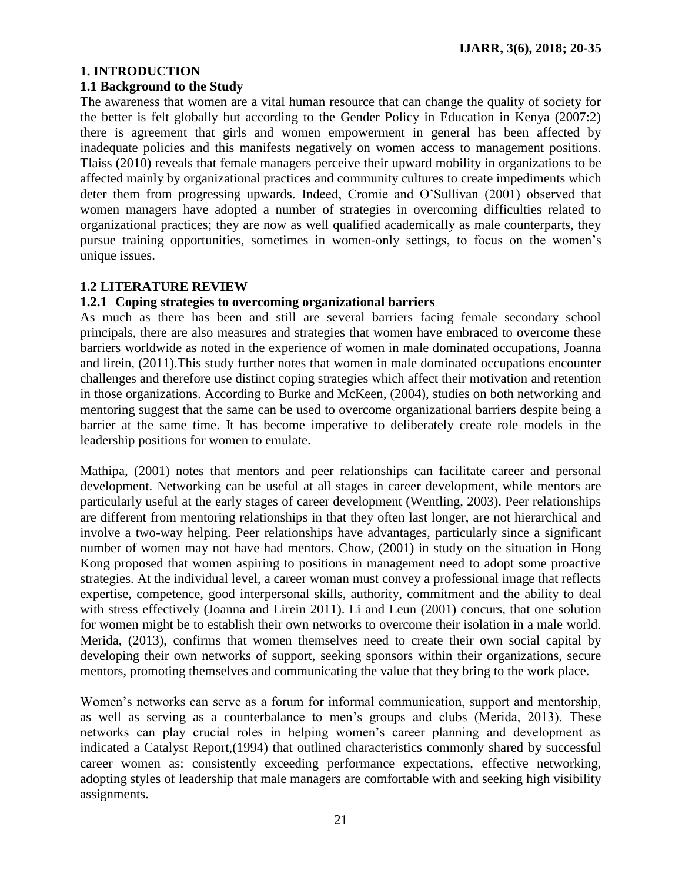## 1. INTRODUCTION

### 1.1 Background to the Study

The awareness that women are a vital human resource that can change the quality of society for the better is felt globally but according to the Gender Policy in Education in Kenya (2007:2) there is agreement that girls and women empowerment in general has been affected by inadequate policies and this manifests negatively on women access to management positions. Tlaiss (2010) reveals that female managers perceive their upward mobility in organizations to be affected mainly by organizational practices and community cultures to create impediments which deter them from progressing upwards. Indeed, Cromie and O'Sullivan (2001) observed that women managers have adopted a number of strategies in overcoming difficulties related to organizational practices; they are now as well qualified academically as male counterparts, they pursue training opportunities, sometimes in women-only settings, to focus on the women's unique issues.

### 1.2 LITERATURE REVIEW

#### 1.2.1 Coping strategies to overcoming organizational barriers

As much as there has been and still are several barriers facing female secondary school principals, there are also measures and strategies that women have embraced to overcome these barriers worldwide as noted in the experience of women in male dominated occupations, Joanna and lirein, (2011).This study further notes that women in male dominated occupations encounter challenges and therefore use distinct coping strategies which affect their motivation and retention in those organizations. According to Burke and McKeen, (2004), studies on both networking and mentoring suggest that the same can be used to overcome organizational barriers despite being a barrier at the same time. It has become imperative to deliberately create role models in the leadership positions for women to emulate.

Mathipa, (2001) notes that mentors and peer relationships can facilitate career and personal development. Networking can be useful at all stages in career development, while mentors are particularly useful at the early stages of career development (Wentling, 2003). Peer relationships are different from mentoring relationships in that they often last longer, are not hierarchical and involve a two-way helping. Peer relationships have advantages, particularly since a significant number of women may not have had mentors. Chow, (2001) in study on the situation in Hong Kong proposed that women aspiring to positions in management need to adopt some proactive strategies. At the individual level, a career woman must convey a professional image that reflects expertise, competence, good interpersonal skills, authority, commitment and the ability to deal with stress effectively (Joanna and Lirein 2011). Li and Leun (2001) concurs, that one solution for women might be to establish their own networks to overcome their isolation in a male world. Merida, (2013), confirms that women themselves need to create their own social capital by developing their own networks of support, seeking sponsors within their organizations, secure mentors, promoting themselves and communicating the value that they bring to the work place.

Women's networks can serve as a forum for informal communication, support and mentorship, as well as serving as a counterbalance to men's groups and clubs (Merida, 2013). These networks can play crucial roles in helping women's career planning and development as indicated a Catalyst Report,(1994) that outlined characteristics commonly shared by successful career women as: consistently exceeding performance expectations, effective networking, adopting styles of leadership that male managers are comfortable with and seeking high visibility assignments.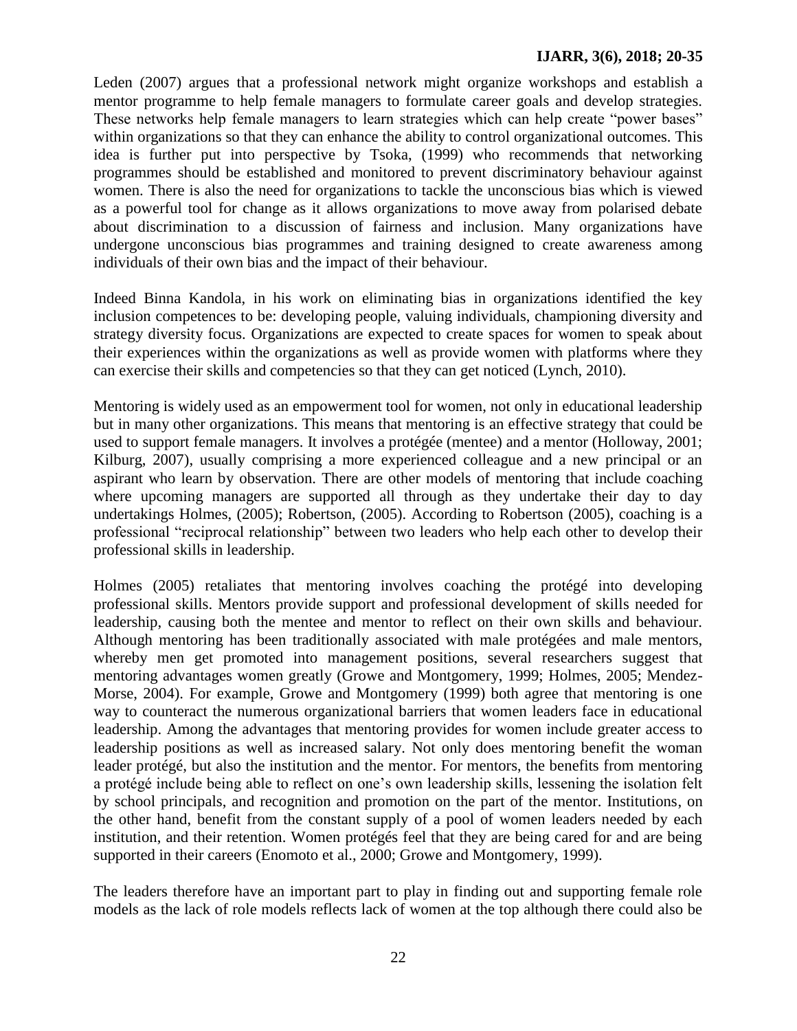Leden (2007) argues that a professional network might organize workshops and establish a mentor programme to help female managers to formulate career goals and develop strategies. These networks help female managers to learn strategies which can help create "power bases" within organizations so that they can enhance the ability to control organizational outcomes. This idea is further put into perspective by Tsoka, (1999) who recommends that networking programmes should be established and monitored to prevent discriminatory behaviour against women. There is also the need for organizations to tackle the unconscious bias which is viewed as a powerful tool for change as it allows organizations to move away from polarised debate about discrimination to a discussion of fairness and inclusion. Many organizations have undergone unconscious bias programmes and training designed to create awareness among individuals of their own bias and the impact of their behaviour.

Indeed Binna Kandola, in his work on eliminating bias in organizations identified the key inclusion competences to be: developing people, valuing individuals, championing diversity and strategy diversity focus. Organizations are expected to create spaces for women to speak about their experiences within the organizations as well as provide women with platforms where they can exercise their skills and competencies so that they can get noticed (Lynch, 2010).

Mentoring is widely used as an empowerment tool for women, not only in educational leadership but in many other organizations. This means that mentoring is an effective strategy that could be used to support female managers. It involves a protégée (mentee) and a mentor (Holloway, 2001; Kilburg, 2007), usually comprising a more experienced colleague and a new principal or an aspirant who learn by observation. There are other models of mentoring that include coaching where upcoming managers are supported all through as they undertake their day to day undertakings Holmes, (2005); Robertson, (2005). According to Robertson (2005), coaching is a professional "reciprocal relationship" between two leaders who help each other to develop their professional skills in leadership.

Holmes (2005) retaliates that mentoring involves coaching the protégé into developing professional skills. Mentors provide support and professional development of skills needed for leadership, causing both the mentee and mentor to reflect on their own skills and behaviour. Although mentoring has been traditionally associated with male protégées and male mentors, whereby men get promoted into management positions, several researchers suggest that mentoring advantages women greatly (Growe and Montgomery, 1999; Holmes, 2005; Mendez-Morse, 2004). For example, Growe and Montgomery (1999) both agree that mentoring is one way to counteract the numerous organizational barriers that women leaders face in educational leadership. Among the advantages that mentoring provides for women include greater access to leadership positions as well as increased salary. Not only does mentoring benefit the woman leader protégé, but also the institution and the mentor. For mentors, the benefits from mentoring a protégé include being able to reflect on one's own leadership skills, lessening the isolation felt by school principals, and recognition and promotion on the part of the mentor. Institutions, on the other hand, benefit from the constant supply of a pool of women leaders needed by each institution, and their retention. Women protégés feel that they are being cared for and are being supported in their careers (Enomoto et al., 2000; Growe and Montgomery, 1999).

The leaders therefore have an important part to play in finding out and supporting female role models as the lack of role models reflects lack of women at the top although there could also be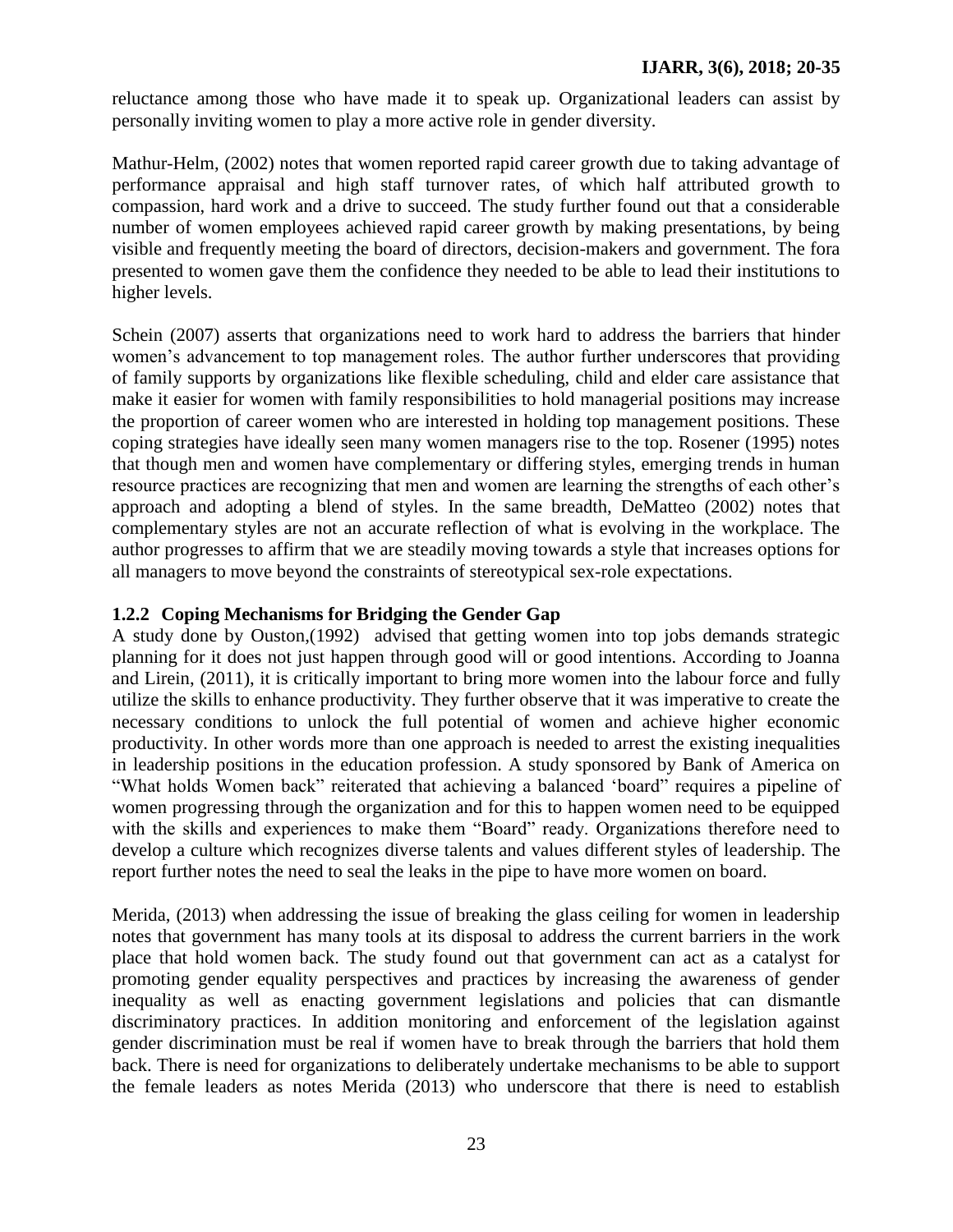reluctance among those who have made it to speak up. Organizational leaders can assist by personally inviting women to play a more active role in gender diversity.

Mathur-Helm, (2002) notes that women reported rapid career growth due to taking advantage of performance appraisal and high staff turnover rates, of which half attributed growth to compassion, hard work and a drive to succeed. The study further found out that a considerable number of women employees achieved rapid career growth by making presentations, by being visible and frequently meeting the board of directors, decision-makers and government. The fora presented to women gave them the confidence they needed to be able to lead their institutions to higher levels.

Schein (2007) asserts that organizations need to work hard to address the barriers that hinder women's advancement to top management roles. The author further underscores that providing of family supports by organizations like flexible scheduling, child and elder care assistance that make it easier for women with family responsibilities to hold managerial positions may increase the proportion of career women who are interested in holding top management positions. These coping strategies have ideally seen many women managers rise to the top. Rosener (1995) notes that though men and women have complementary or differing styles, emerging trends in human resource practices are recognizing that men and women are learning the strengths of each other's approach and adopting a blend of styles. In the same breadth, DeMatteo (2002) notes that complementary styles are not an accurate reflection of what is evolving in the workplace. The author progresses to affirm that we are steadily moving towards a style that increases options for all managers to move beyond the constraints of stereotypical sex-role expectations.

### 1.2.2 Coping Mechanisms for Bridging the Gender Gap

A study done by Ouston,(1992) advised that getting women into top jobs demands strategic planning for it does not just happen through good will or good intentions. According to Joanna and Lirein, (2011), it is critically important to bring more women into the labour force and fully utilize the skills to enhance productivity. They further observe that it was imperative to create the necessary conditions to unlock the full potential of women and achieve higher economic productivity. In other words more than one approach is needed to arrest the existing inequalities in leadership positions in the education profession. A study sponsored by Bank of America on "What holds Women back" reiterated that achieving a balanced 'board" requires a pipeline of women progressing through the organization and for this to happen women need to be equipped with the skills and experiences to make them "Board" ready. Organizations therefore need to develop a culture which recognizes diverse talents and values different styles of leadership. The report further notes the need to seal the leaks in the pipe to have more women on board.

Merida, (2013) when addressing the issue of breaking the glass ceiling for women in leadership notes that government has many tools at its disposal to address the current barriers in the work place that hold women back. The study found out that government can act as a catalyst for promoting gender equality perspectives and practices by increasing the awareness of gender inequality as well as enacting government legislations and policies that can dismantle discriminatory practices. In addition monitoring and enforcement of the legislation against gender discrimination must be real if women have to break through the barriers that hold them back. There is need for organizations to deliberately undertake mechanisms to be able to support the female leaders as notes Merida (2013) who underscore that there is need to establish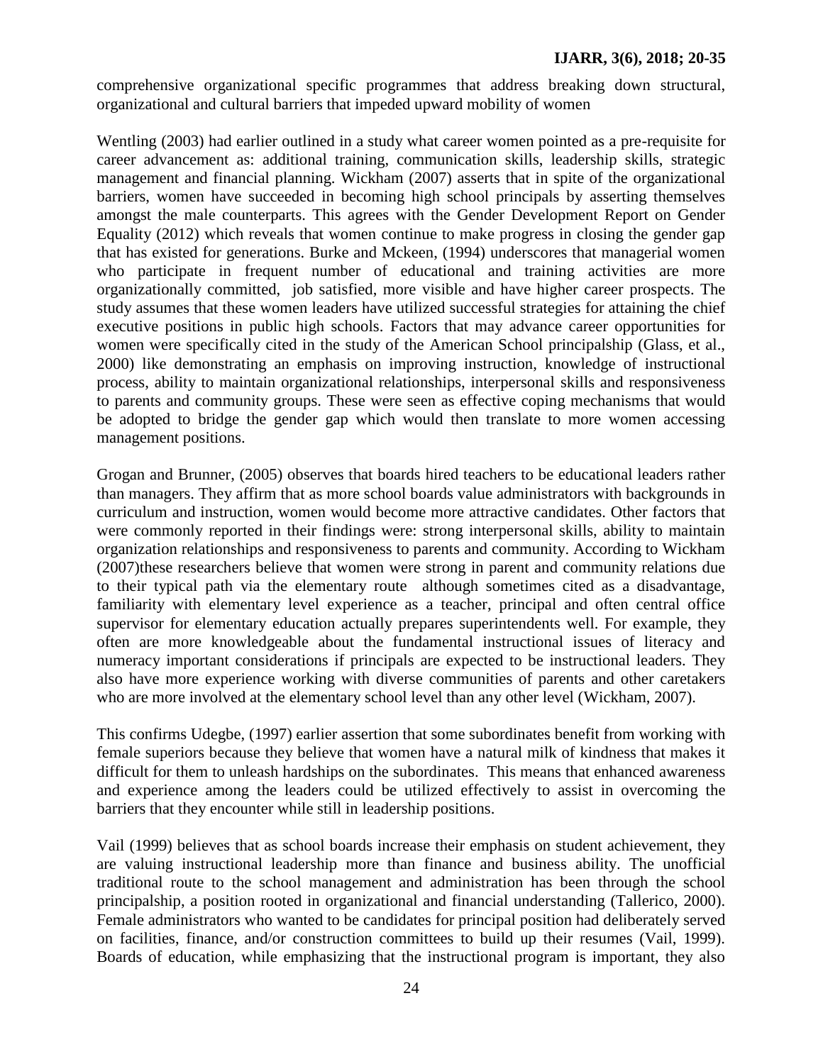comprehensive organizational specific programmes that address breaking down structural, organizational and cultural barriers that impeded upward mobility of women

Wentling (2003) had earlier outlined in a study what career women pointed as a pre-requisite for career advancement as: additional training, communication skills, leadership skills, strategic management and financial planning. Wickham (2007) asserts that in spite of the organizational barriers, women have succeeded in becoming high school principals by asserting themselves amongst the male counterparts. This agrees with the Gender Development Report on Gender Equality (2012) which reveals that women continue to make progress in closing the gender gap that has existed for generations. Burke and Mckeen, (1994) underscores that managerial women who participate in frequent number of educational and training activities are more organizationally committed, job satisfied, more visible and have higher career prospects. The study assumes that these women leaders have utilized successful strategies for attaining the chief executive positions in public high schools. Factors that may advance career opportunities for women were specifically cited in the study of the American School principalship (Glass, et al., 2000) like demonstrating an emphasis on improving instruction, knowledge of instructional process, ability to maintain organizational relationships, interpersonal skills and responsiveness to parents and community groups. These were seen as effective coping mechanisms that would be adopted to bridge the gender gap which would then translate to more women accessing management positions.

Grogan and Brunner, (2005) observes that boards hired teachers to be educational leaders rather than managers. They affirm that as more school boards value administrators with backgrounds in curriculum and instruction, women would become more attractive candidates. Other factors that were commonly reported in their findings were: strong interpersonal skills, ability to maintain organization relationships and responsiveness to parents and community. According to Wickham (2007)these researchers believe that women were strong in parent and community relations due to their typical path via the elementary route although sometimes cited as a disadvantage, familiarity with elementary level experience as a teacher, principal and often central office supervisor for elementary education actually prepares superintendents well. For example, they often are more knowledgeable about the fundamental instructional issues of literacy and numeracy important considerations if principals are expected to be instructional leaders. They also have more experience working with diverse communities of parents and other caretakers who are more involved at the elementary school level than any other level (Wickham, 2007).

This confirms Udegbe, (1997) earlier assertion that some subordinates benefit from working with female superiors because they believe that women have a natural milk of kindness that makes it difficult for them to unleash hardships on the subordinates. This means that enhanced awareness and experience among the leaders could be utilized effectively to assist in overcoming the barriers that they encounter while still in leadership positions.

Vail (1999) believes that as school boards increase their emphasis on student achievement, they are valuing instructional leadership more than finance and business ability. The unofficial traditional route to the school management and administration has been through the school principalship, a position rooted in organizational and financial understanding (Tallerico, 2000). Female administrators who wanted to be candidates for principal position had deliberately served on facilities, finance, and/or construction committees to build up their resumes (Vail, 1999). Boards of education, while emphasizing that the instructional program is important, they also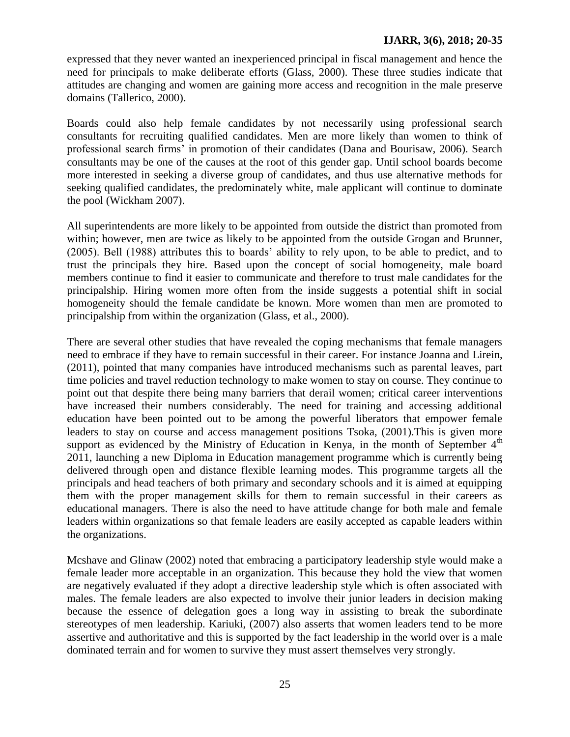expressed that they never wanted an inexperienced principal in fiscal management and hence the need for principals to make deliberate efforts (Glass, 2000). These three studies indicate that attitudes are changing and women are gaining more access and recognition in the male preserve domains (Tallerico, 2000).

Boards could also help female candidates by not necessarily using professional search consultants for recruiting qualified candidates. Men are more likely than women to think of professional search firms' in promotion of their candidates (Dana and Bourisaw, 2006). Search consultants may be one of the causes at the root of this gender gap. Until school boards become more interested in seeking a diverse group of candidates, and thus use alternative methods for seeking qualified candidates, the predominately white, male applicant will continue to dominate the pool (Wickham 2007).

All superintendents are more likely to be appointed from outside the district than promoted from within; however, men are twice as likely to be appointed from the outside Grogan and Brunner, (2005). Bell (1988) attributes this to boards' ability to rely upon, to be able to predict, and to trust the principals they hire. Based upon the concept of social homogeneity, male board members continue to find it easier to communicate and therefore to trust male candidates for the principalship. Hiring women more often from the inside suggests a potential shift in social homogeneity should the female candidate be known. More women than men are promoted to principalship from within the organization (Glass, et al., 2000).

There are several other studies that have revealed the coping mechanisms that female managers need to embrace if they have to remain successful in their career. For instance Joanna and Lirein, (2011), pointed that many companies have introduced mechanisms such as parental leaves, part time policies and travel reduction technology to make women to stay on course. They continue to point out that despite there being many barriers that derail women; critical career interventions have increased their numbers considerably. The need for training and accessing additional education have been pointed out to be among the powerful liberators that empower female leaders to stay on course and access management positions Tsoka, (2001).This is given more support as evidenced by the Ministry of Education in Kenya, in the month of September 4th 2011, launching a new Diploma in Education management programme which is currently being delivered through open and distance flexible learning modes. This programme targets all the principals and head teachers of both primary and secondary schools and it is aimed at equipping them with the proper management skills for them to remain successful in their careers as educational managers. There is also the need to have attitude change for both male and female leaders within organizations so that female leaders are easily accepted as capable leaders within the organizations.

Mcshave and Glinaw (2002) noted that embracing a participatory leadership style would make a female leader more acceptable in an organization. This because they hold the view that women are negatively evaluated if they adopt a directive leadership style which is often associated with males. The female leaders are also expected to involve their junior leaders in decision making because the essence of delegation goes a long way in assisting to break the subordinate stereotypes of men leadership. Kariuki, (2007) also asserts that women leaders tend to be more assertive and authoritative and this is supported by the fact leadership in the world over is a male dominated terrain and for women to survive they must assert themselves very strongly.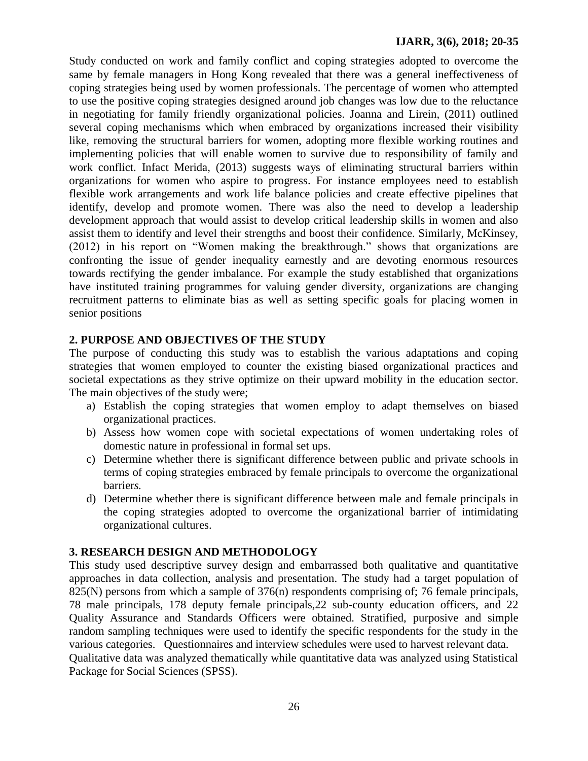Study conducted on work and family conflict and coping strategies adopted to overcome the same by female managers in Hong Kong revealed that there was a general ineffectiveness of coping strategies being used by women professionals. The percentage of women who attempted to use the positive coping strategies designed around job changes was low due to the reluctance in negotiating for family friendly organizational policies. Joanna and Lirein, (2011) outlined several coping mechanisms which when embraced by organizations increased their visibility like, removing the structural barriers for women, adopting more flexible working routines and implementing policies that will enable women to survive due to responsibility of family and work conflict. Infact Merida, (2013) suggests ways of eliminating structural barriers within organizations for women who aspire to progress. For instance employees need to establish flexible work arrangements and work life balance policies and create effective pipelines that identify, develop and promote women. There was also the need to develop a leadership development approach that would assist to develop critical leadership skills in women and also assist them to identify and level their strengths and boost their confidence. Similarly, McKinsey, (2012) in his report on "Women making the breakthrough." shows that organizations are confronting the issue of gender inequality earnestly and are devoting enormous resources towards rectifying the gender imbalance. For example the study established that organizations have instituted training programmes for valuing gender diversity, organizations are changing recruitment patterns to eliminate bias as well as setting specific goals for placing women in senior positions

## 2. PURPOSE AND OBJECTIVES OF THE STUDY

The purpose of conducting this study was to establish the various adaptations and coping strategies that women employed to counter the existing biased organizational practices and societal expectations as they strive optimize on their upward mobility in the education sector. The main objectives of the study were;

a) Establish the coping strategies that women employ to adapt themselves on biased organizational practices.
b) Assess how women cope with societal expectations of women undertaking roles of domestic nature in professional in formal set ups.
c) Determine whether there is significant difference between public and private schools in terms of coping strategies embraced by female principals to overcome the organizational barriers.
d) Determine whether there is significant difference between male and female principals in the coping strategies adopted to overcome the organizational barrier of intimidating organizational cultures.

## 3. RESEARCH DESIGN AND METHODOLOGY

This study used descriptive survey design and embarrassed both qualitative and quantitative approaches in data collection, analysis and presentation. The study had a target population of 825(N) persons from which a sample of 376(n) respondents comprising of; 76 female principals, 78 male principals, 178 deputy female principals,22 sub-county education officers, and 22 Quality Assurance and Standards Officers were obtained. Stratified, purposive and simple random sampling techniques were used to identify the specific respondents for the study in the various categories. Questionnaires and interview schedules were used to harvest relevant data.

Qualitative data was analyzed thematically while quantitative data was analyzed using Statistical Package for Social Sciences (SPSS).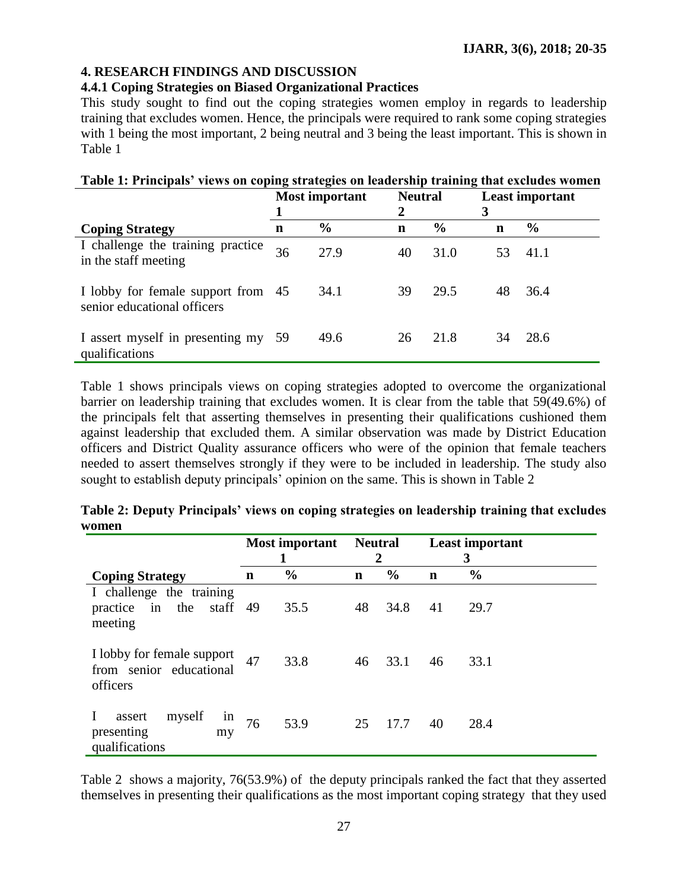## 4. RESEARCH FINDINGS AND DISCUSSION

### 4.4.1 Coping Strategies on Biased Organizational Practices

This study sought to find out the coping strategies women employ in regards to leadership training that excludes women. Hence, the principals were required to rank some coping strategies with 1 being the most important, 2 being neutral and 3 being the least important. This is shown in Table 1

**Table 1: Principals' views on coping strategies on leadership training that excludes women**

| | Most important 1 | | Neutral 2 | | Least important 3 | |
|---|---|---|---|---|---|---|
| **Coping Strategy** | **n** | **%** | **n** | **%** | **n** | **%** |
| I challenge the training practice in the staff meeting | 36 | 27.9 | 40 | 31.0 | 53 | 41.1 |
| I lobby for female support from senior educational officers | 45 | 34.1 | 39 | 29.5 | 48 | 36.4 |
| I assert myself in presenting my qualifications | 59 | 49.6 | 26 | 21.8 | 34 | 28.6 |

Table 1 shows principals views on coping strategies adopted to overcome the organizational barrier on leadership training that excludes women. It is clear from the table that 59(49.6%) of the principals felt that asserting themselves in presenting their qualifications cushioned them against leadership that excluded them. A similar observation was made by District Education officers and District Quality assurance officers who were of the opinion that female teachers needed to assert themselves strongly if they were to be included in leadership. The study also sought to establish deputy principals' opinion on the same. This is shown in Table 2

**Table 2: Deputy Principals' views on coping strategies on leadership training that excludes women**

| | Most important 1 | | Neutral 2 | | Least important 3 | |
|---|---|---|---|---|---|---|
| **Coping Strategy** | **n** | **%** | **n** | **%** | **n** | **%** |
| I challenge the training practice in the staff meeting | 49 | 35.5 | 48 | 34.8 | 41 | 29.7 |
| I lobby for female support from senior educational officers | 47 | 33.8 | 46 | 33.1 | 46 | 33.1 |
| I assert myself in presenting my qualifications | 76 | 53.9 | 25 | 17.7 | 40 | 28.4 |

Table 2 shows a majority, 76(53.9%) of the deputy principals ranked the fact that they asserted themselves in presenting their qualifications as the most important coping strategy that they used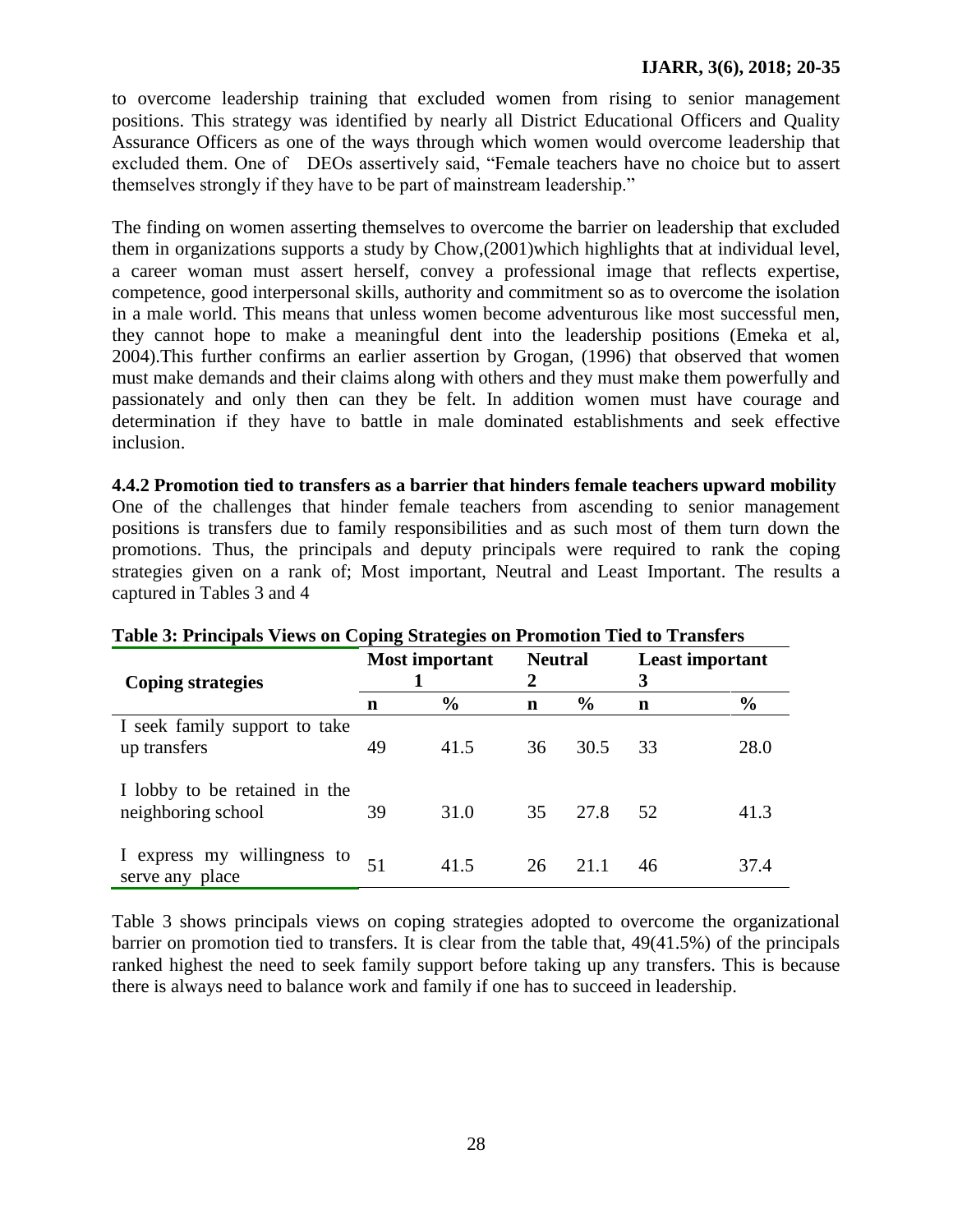to overcome leadership training that excluded women from rising to senior management positions. This strategy was identified by nearly all District Educational Officers and Quality Assurance Officers as one of the ways through which women would overcome leadership that excluded them. One of DEOs assertively said, "Female teachers have no choice but to assert themselves strongly if they have to be part of mainstream leadership."

The finding on women asserting themselves to overcome the barrier on leadership that excluded them in organizations supports a study by Chow,(2001)which highlights that at individual level, a career woman must assert herself, convey a professional image that reflects expertise, competence, good interpersonal skills, authority and commitment so as to overcome the isolation in a male world. This means that unless women become adventurous like most successful men, they cannot hope to make a meaningful dent into the leadership positions (Emeka et al, 2004).This further confirms an earlier assertion by Grogan, (1996) that observed that women must make demands and their claims along with others and they must make them powerfully and passionately and only then can they be felt. In addition women must have courage and determination if they have to battle in male dominated establishments and seek effective inclusion.

**4.4.2 Promotion tied to transfers as a barrier that hinders female teachers upward mobility**

One of the challenges that hinder female teachers from ascending to senior management positions is transfers due to family responsibilities and as such most of them turn down the promotions. Thus, the principals and deputy principals were required to rank the coping strategies given on a rank of; Most important, Neutral and Least Important. The results a captured in Tables 3 and 4

**Table 3: Principals Views on Coping Strategies on Promotion Tied to Transfers**

| Coping strategies | Most important 1 | | Neutral 2 | | Least important 3 | |
|---|---|---|---|---|---|---|
| | n | % | n | % | n | % |
| I seek family support to take up transfers | 49 | 41.5 | 36 | 30.5 | 33 | 28.0 |
| I lobby to be retained in the neighboring school | 39 | 31.0 | 35 | 27.8 | 52 | 41.3 |
| I express my willingness to serve any place | 51 | 41.5 | 26 | 21.1 | 46 | 37.4 |

Table 3 shows principals views on coping strategies adopted to overcome the organizational barrier on promotion tied to transfers. It is clear from the table that, 49(41.5%) of the principals ranked highest the need to seek family support before taking up any transfers. This is because there is always need to balance work and family if one has to succeed in leadership.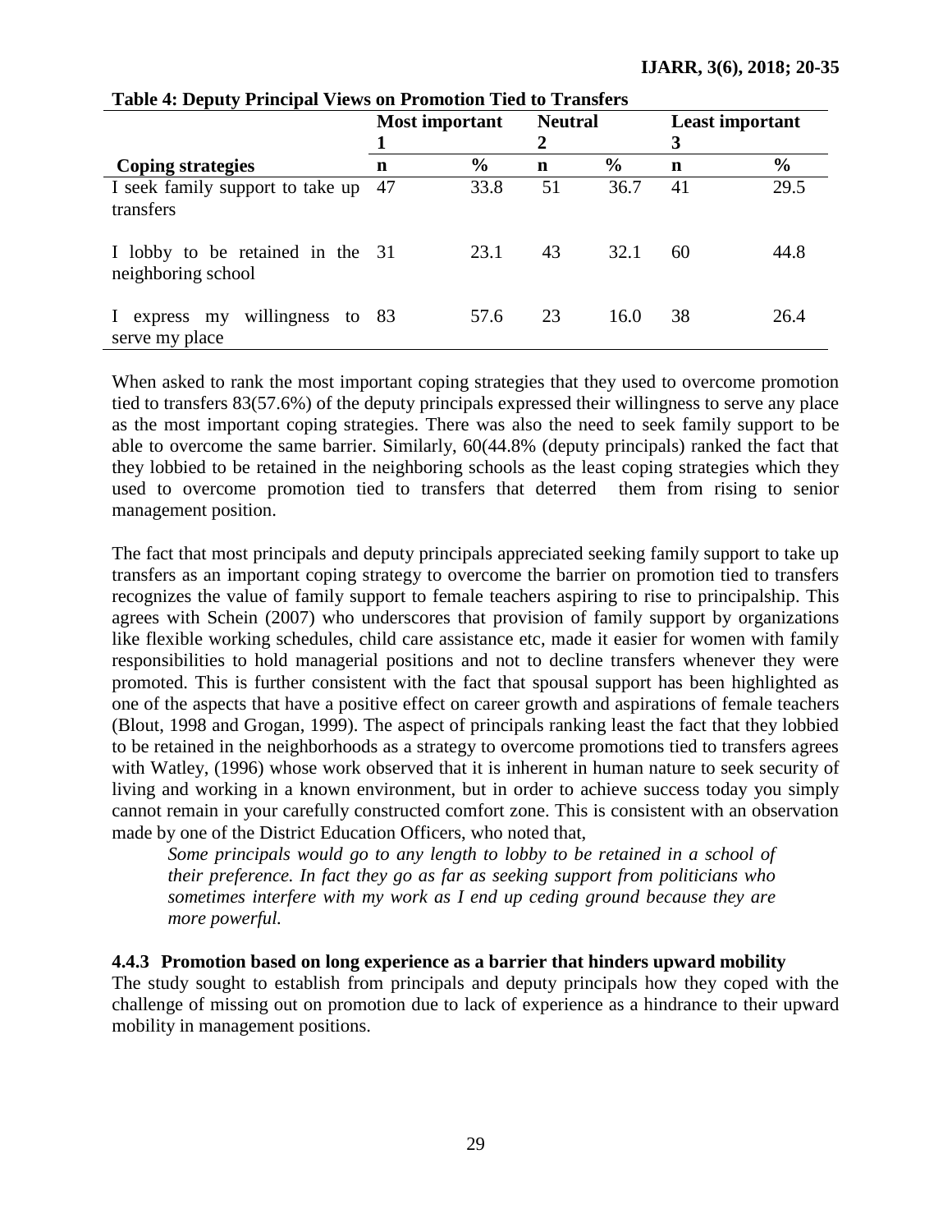**Table 4: Deputy Principal Views on Promotion Tied to Transfers**

| | Most important 1 | | Neutral 2 | | Least important 3 | |
|---|---|---|---|---|---|---|
| **Coping strategies** | **n** | **%** | **n** | **%** | **n** | **%** |
| I seek family support to take up transfers | 47 | 33.8 | 51 | 36.7 | 41 | 29.5 |
| I lobby to be retained in the neighboring school | 31 | 23.1 | 43 | 32.1 | 60 | 44.8 |
| I express my willingness to serve my place | 83 | 57.6 | 23 | 16.0 | 38 | 26.4 |

When asked to rank the most important coping strategies that they used to overcome promotion tied to transfers 83(57.6%) of the deputy principals expressed their willingness to serve any place as the most important coping strategies. There was also the need to seek family support to be able to overcome the same barrier. Similarly, 60(44.8% (deputy principals) ranked the fact that they lobbied to be retained in the neighboring schools as the least coping strategies which they used to overcome promotion tied to transfers that deterred them from rising to senior management position.

The fact that most principals and deputy principals appreciated seeking family support to take up transfers as an important coping strategy to overcome the barrier on promotion tied to transfers recognizes the value of family support to female teachers aspiring to rise to principalship. This agrees with Schein (2007) who underscores that provision of family support by organizations like flexible working schedules, child care assistance etc, made it easier for women with family responsibilities to hold managerial positions and not to decline transfers whenever they were promoted. This is further consistent with the fact that spousal support has been highlighted as one of the aspects that have a positive effect on career growth and aspirations of female teachers (Blout, 1998 and Grogan, 1999). The aspect of principals ranking least the fact that they lobbied to be retained in the neighborhoods as a strategy to overcome promotions tied to transfers agrees with Watley, (1996) whose work observed that it is inherent in human nature to seek security of living and working in a known environment, but in order to achieve success today you simply cannot remain in your carefully constructed comfort zone. This is consistent with an observation made by one of the District Education Officers, who noted that,

> *Some principals would go to any length to lobby to be retained in a school of their preference. In fact they go as far as seeking support from politicians who sometimes interfere with my work as I end up ceding ground because they are more powerful.*

#### 4.4.3 Promotion based on long experience as a barrier that hinders upward mobility

The study sought to establish from principals and deputy principals how they coped with the challenge of missing out on promotion due to lack of experience as a hindrance to their upward mobility in management positions.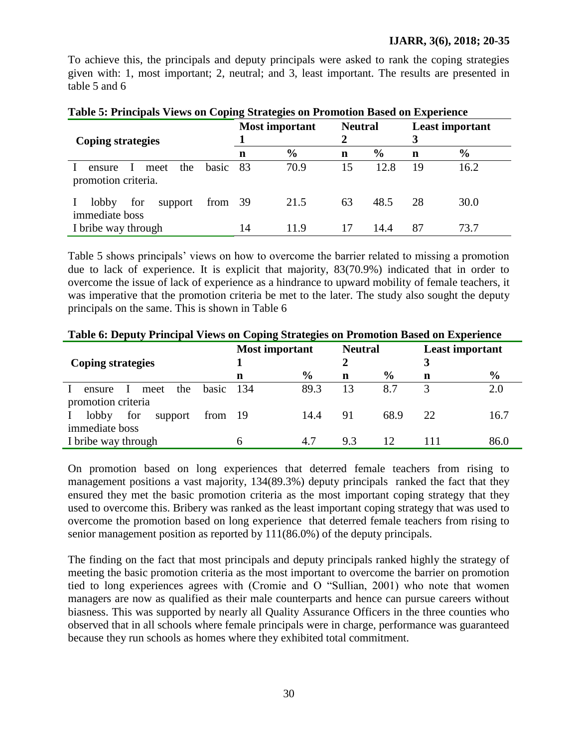To achieve this, the principals and deputy principals were asked to rank the coping strategies given with: 1, most important; 2, neutral; and 3, least important. The results are presented in table 5 and 6

**Table 5: Principals Views on Coping Strategies on Promotion Based on Experience**

| Coping strategies | Most important 1 | | Neutral 2 | | Least important 3 | |
|---|---|---|---|---|---|---|
| | n | % | n | % | n | % |
| I ensure I meet the basic promotion criteria. | 83 | 70.9 | 15 | 12.8 | 19 | 16.2 |
| I lobby for support from immediate boss | 39 | 21.5 | 63 | 48.5 | 28 | 30.0 |
| I bribe way through | 14 | 11.9 | 17 | 14.4 | 87 | 73.7 |

Table 5 shows principals' views on how to overcome the barrier related to missing a promotion due to lack of experience. It is explicit that majority, 83(70.9%) indicated that in order to overcome the issue of lack of experience as a hindrance to upward mobility of female teachers, it was imperative that the promotion criteria be met to the later. The study also sought the deputy principals on the same. This is shown in Table 6

**Table 6: Deputy Principal Views on Coping Strategies on Promotion Based on Experience**

| Coping strategies | Most important 1 | | Neutral 2 | | Least important 3 | |
|---|---|---|---|---|---|---|
| | n | % | n | % | n | % |
| I ensure I meet the basic promotion criteria | 134 | 89.3 | 13 | 8.7 | 3 | 2.0 |
| I lobby for support from immediate boss | 19 | 14.4 | 91 | 68.9 | 22 | 16.7 |
| I bribe way through | 6 | 4.7 | 9.3 | 12 | 111 | 86.0 |

On promotion based on long experiences that deterred female teachers from rising to management positions a vast majority, 134(89.3%) deputy principals ranked the fact that they ensured they met the basic promotion criteria as the most important coping strategy that they used to overcome this. Bribery was ranked as the least important coping strategy that was used to overcome the promotion based on long experience that deterred female teachers from rising to senior management position as reported by 111(86.0%) of the deputy principals.

The finding on the fact that most principals and deputy principals ranked highly the strategy of meeting the basic promotion criteria as the most important to overcome the barrier on promotion tied to long experiences agrees with (Cromie and O "Sullian, 2001) who note that women managers are now as qualified as their male counterparts and hence can pursue careers without biasness. This was supported by nearly all Quality Assurance Officers in the three counties who observed that in all schools where female principals were in charge, performance was guaranteed because they run schools as homes where they exhibited total commitment.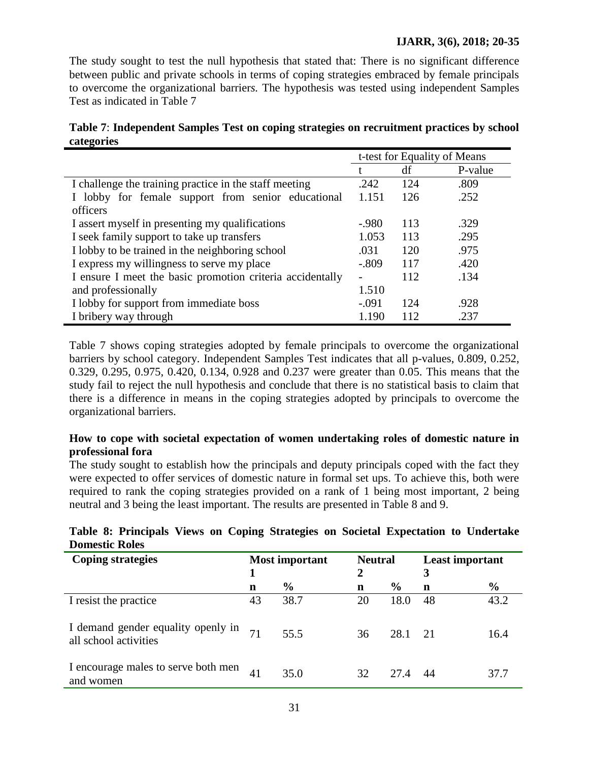The study sought to test the null hypothesis that stated that: There is no significant difference between public and private schools in terms of coping strategies embraced by female principals to overcome the organizational barriers. The hypothesis was tested using independent Samples Test as indicated in Table 7

**Table 7**: **Independent Samples Test on coping strategies on recruitment practices by school categories**

| | t-test for Equality of Means | | |
|---|---|---|---|
| | t | df | P-value |
| I challenge the training practice in the staff meeting | .242 | 124 | .809 |
| I lobby for female support from senior educational officers | 1.151 | 126 | .252 |
| I assert myself in presenting my qualifications | -.980 | 113 | .329 |
| I seek family support to take up transfers | 1.053 | 113 | .295 |
| I lobby to be trained in the neighboring school | .031 | 120 | .975 |
| I express my willingness to serve my place | -.809 | 117 | .420 |
| I ensure I meet the basic promotion criteria accidentally and professionally | -1.510 | 112 | .134 |
| I lobby for support from immediate boss | -.091 | 124 | .928 |
| I bribery way through | 1.190 | 112 | .237 |

Table 7 shows coping strategies adopted by female principals to overcome the organizational barriers by school category. Independent Samples Test indicates that all p-values, 0.809, 0.252, 0.329, 0.295, 0.975, 0.420, 0.134, 0.928 and 0.237 were greater than 0.05. This means that the study fail to reject the null hypothesis and conclude that there is no statistical basis to claim that there is a difference in means in the coping strategies adopted by principals to overcome the organizational barriers.

**How to cope with societal expectation of women undertaking roles of domestic nature in professional fora**

The study sought to establish how the principals and deputy principals coped with the fact they were expected to offer services of domestic nature in formal set ups. To achieve this, both were required to rank the coping strategies provided on a rank of 1 being most important, 2 being neutral and 3 being the least important. The results are presented in Table 8 and 9.

**Table 8: Principals Views on Coping Strategies on Societal Expectation to Undertake Domestic Roles**

| **Coping strategies** | **Most important 1** | | **Neutral 2** | | **Least important 3** | |
|---|---|---|---|---|---|---|
| | **n** | **%** | **n** | **%** | **n** | **%** |
| I resist the practice | 43 | 38.7 | 20 | 18.0 | 48 | 43.2 |
| I demand gender equality openly in all school activities | 71 | 55.5 | 36 | 28.1 | 21 | 16.4 |
| I encourage males to serve both men and women | 41 | 35.0 | 32 | 27.4 | 44 | 37.7 |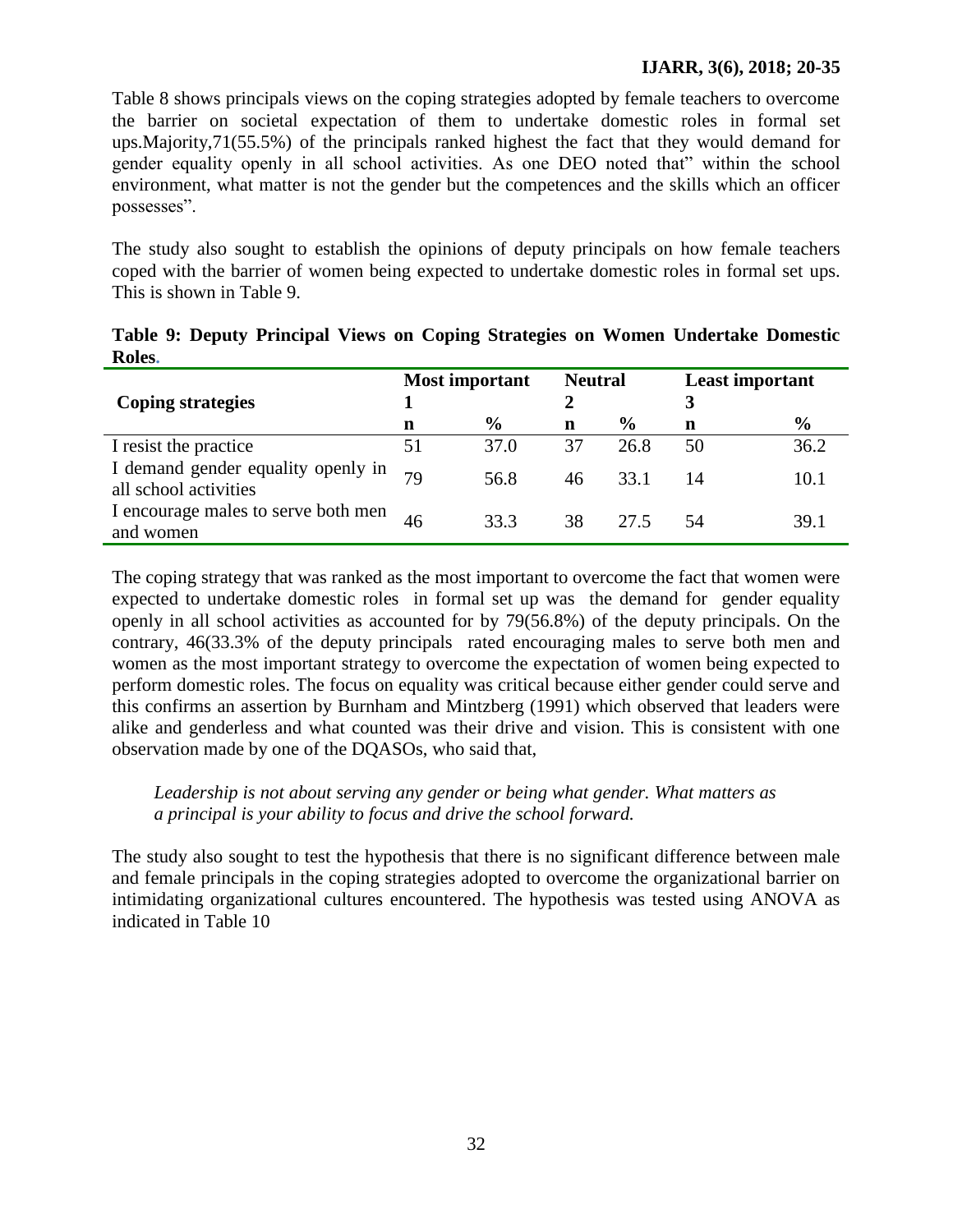Table 8 shows principals views on the coping strategies adopted by female teachers to overcome the barrier on societal expectation of them to undertake domestic roles in formal set ups.Majority,71(55.5%) of the principals ranked highest the fact that they would demand for gender equality openly in all school activities. As one DEO noted that" within the school environment, what matter is not the gender but the competences and the skills which an officer possesses".

The study also sought to establish the opinions of deputy principals on how female teachers coped with the barrier of women being expected to undertake domestic roles in formal set ups. This is shown in Table 9.

**Table 9: Deputy Principal Views on Coping Strategies on Women Undertake Domestic Roles.**

| Coping strategies | Most important 1 | | Neutral 2 | | Least important 3 | |
|---|---|---|---|---|---|---|
| | n | % | n | % | n | % |
| I resist the practice | 51 | 37.0 | 37 | 26.8 | 50 | 36.2 |
| I demand gender equality openly in all school activities | 79 | 56.8 | 46 | 33.1 | 14 | 10.1 |
| I encourage males to serve both men and women | 46 | 33.3 | 38 | 27.5 | 54 | 39.1 |

The coping strategy that was ranked as the most important to overcome the fact that women were expected to undertake domestic roles in formal set up was the demand for gender equality openly in all school activities as accounted for by 79(56.8%) of the deputy principals. On the contrary, 46(33.3% of the deputy principals rated encouraging males to serve both men and women as the most important strategy to overcome the expectation of women being expected to perform domestic roles. The focus on equality was critical because either gender could serve and this confirms an assertion by Burnham and Mintzberg (1991) which observed that leaders were alike and genderless and what counted was their drive and vision. This is consistent with one observation made by one of the DQASOs, who said that,

> *Leadership is not about serving any gender or being what gender. What matters as a principal is your ability to focus and drive the school forward.*

The study also sought to test the hypothesis that there is no significant difference between male and female principals in the coping strategies adopted to overcome the organizational barrier on intimidating organizational cultures encountered. The hypothesis was tested using ANOVA as indicated in Table 10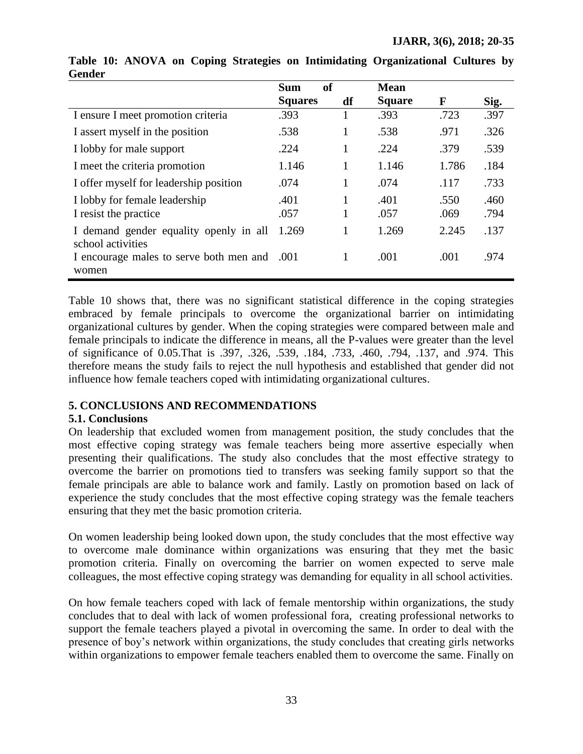**Table 10: ANOVA on Coping Strategies on Intimidating Organizational Cultures by Gender**

| | Sum of Squares | df | Mean Square | F | Sig. |
|---|---|---|---|---|---|
| I ensure I meet promotion criteria | .393 | 1 | .393 | .723 | .397 |
| I assert myself in the position | .538 | 1 | .538 | .971 | .326 |
| I lobby for male support | .224 | 1 | .224 | .379 | .539 |
| I meet the criteria promotion | 1.146 | 1 | 1.146 | 1.786 | .184 |
| I offer myself for leadership position | .074 | 1 | .074 | .117 | .733 |
| I lobby for female leadership | .401 | 1 | .401 | .550 | .460 |
| I resist the practice | .057 | 1 | .057 | .069 | .794 |
| I demand gender equality openly in all school activities | 1.269 | 1 | 1.269 | 2.245 | .137 |
| I encourage males to serve both men and women | .001 | 1 | .001 | .001 | .974 |

Table 10 shows that, there was no significant statistical difference in the coping strategies embraced by female principals to overcome the organizational barrier on intimidating organizational cultures by gender. When the coping strategies were compared between male and female principals to indicate the difference in means, all the P-values were greater than the level of significance of 0.05.That is .397, .326, .539, .184, .733, .460, .794, .137, and .974. This therefore means the study fails to reject the null hypothesis and established that gender did not influence how female teachers coped with intimidating organizational cultures.

## 5. CONCLUSIONS AND RECOMMENDATIONS

### 5.1. Conclusions

On leadership that excluded women from management position, the study concludes that the most effective coping strategy was female teachers being more assertive especially when presenting their qualifications. The study also concludes that the most effective strategy to overcome the barrier on promotions tied to transfers was seeking family support so that the female principals are able to balance work and family. Lastly on promotion based on lack of experience the study concludes that the most effective coping strategy was the female teachers ensuring that they met the basic promotion criteria.

On women leadership being looked down upon, the study concludes that the most effective way to overcome male dominance within organizations was ensuring that they met the basic promotion criteria. Finally on overcoming the barrier on women expected to serve male colleagues, the most effective coping strategy was demanding for equality in all school activities.

On how female teachers coped with lack of female mentorship within organizations, the study concludes that to deal with lack of women professional fora, creating professional networks to support the female teachers played a pivotal in overcoming the same. In order to deal with the presence of boy's network within organizations, the study concludes that creating girls networks within organizations to empower female teachers enabled them to overcome the same. Finally on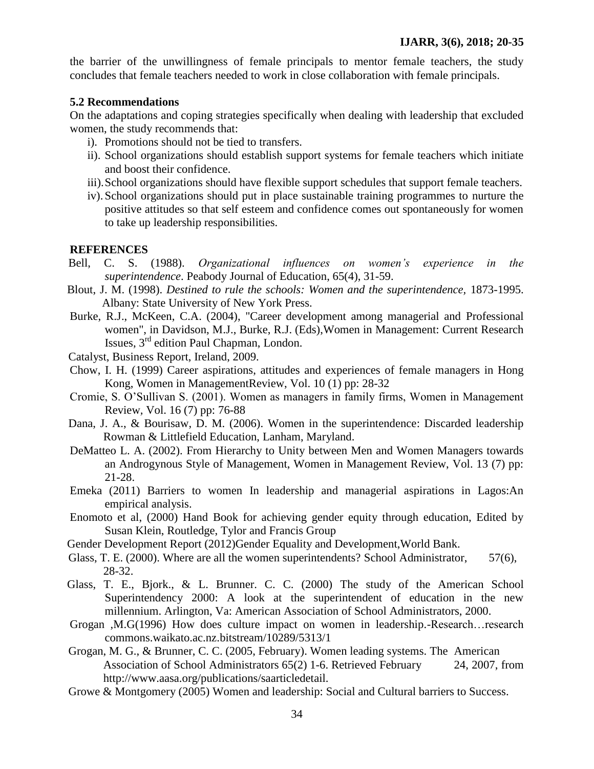the barrier of the unwillingness of female principals to mentor female teachers, the study concludes that female teachers needed to work in close collaboration with female principals.

### 5.2 Recommendations

On the adaptations and coping strategies specifically when dealing with leadership that excluded women, the study recommends that:

i). Promotions should not be tied to transfers.

ii). School organizations should establish support systems for female teachers which initiate and boost their confidence.

iii). School organizations should have flexible support schedules that support female teachers.

iv). School organizations should put in place sustainable training programmes to nurture the positive attitudes so that self esteem and confidence comes out spontaneously for women to take up leadership responsibilities.

## REFERENCES

Bell, C. S. (1988). *Organizational influences on women's experience in the superintendence*. Peabody Journal of Education, 65(4), 31-59.

Blout, J. M. (1998). *Destined to rule the schools: Women and the superintendence,* 1873-1995. Albany: State University of New York Press.

Burke, R.J., McKeen, C.A. (2004), "Career development among managerial and Professional women", in Davidson, M.J., Burke, R.J. (Eds),Women in Management: Current Research Issues, 3rd edition Paul Chapman, London.

Catalyst, Business Report, Ireland, 2009.

Chow, I. H. (1999) Career aspirations, attitudes and experiences of female managers in Hong Kong, Women in ManagementReview, Vol. 10 (1) pp: 28-32

Cromie, S. O'Sullivan S. (2001). Women as managers in family firms, Women in Management Review, Vol. 16 (7) pp: 76-88

Dana, J. A., & Bourisaw, D. M. (2006). Women in the superintendence: Discarded leadership Rowman & Littlefield Education, Lanham, Maryland.

DeMatteo L. A. (2002). From Hierarchy to Unity between Men and Women Managers towards an Androgynous Style of Management, Women in Management Review, Vol. 13 (7) pp: 21-28.

Emeka (2011) Barriers to women In leadership and managerial aspirations in Lagos:An empirical analysis.

Enomoto et al, (2000) Hand Book for achieving gender equity through education, Edited by Susan Klein, Routledge, Tylor and Francis Group

Gender Development Report (2012)Gender Equality and Development,World Bank.

Glass, T. E. (2000). Where are all the women superintendents? School Administrator, 57(6), 28-32.

Glass, T. E., Bjork., & L. Brunner. C. C. (2000) The study of the American School Superintendency 2000: A look at the superintendent of education in the new millennium. Arlington, Va: American Association of School Administrators, 2000.

Grogan ,M.G(1996) How does culture impact on women in leadership.-Research…research commons.waikato.ac.nz.bitstream/10289/5313/1

Grogan, M. G., & Brunner, C. C. (2005, February). Women leading systems. The American Association of School Administrators 65(2) 1-6. Retrieved February 24, 2007, from http://www.aasa.org/publications/saarticledetail.

Growe & Montgomery (2005) Women and leadership: Social and Cultural barriers to Success.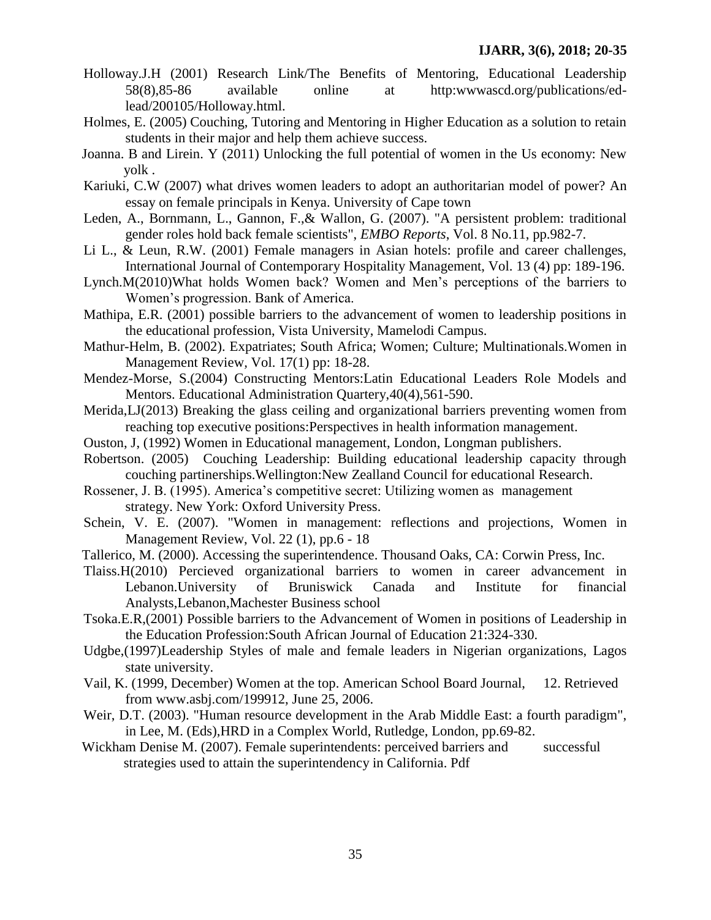Holloway.J.H (2001) Research Link/The Benefits of Mentoring, Educational Leadership 58(8),85-86 available online at http:wwwascd.org/publications/ed-lead/200105/Holloway.html.

Holmes, E. (2005) Couching, Tutoring and Mentoring in Higher Education as a solution to retain students in their major and help them achieve success.

Joanna. B and Lirein. Y (2011) Unlocking the full potential of women in the Us economy: New yolk .

Kariuki, C.W (2007) what drives women leaders to adopt an authoritarian model of power? An essay on female principals in Kenya. University of Cape town

Leden, A., Bornmann, L., Gannon, F.,& Wallon, G. (2007). "A persistent problem: traditional gender roles hold back female scientists", *EMBO Reports*, Vol. 8 No.11, pp.982-7.

Li L., & Leun, R.W. (2001) Female managers in Asian hotels: profile and career challenges, International Journal of Contemporary Hospitality Management, Vol. 13 (4) pp: 189-196.

Lynch.M(2010)What holds Women back? Women and Men's perceptions of the barriers to Women's progression. Bank of America.

Mathipa, E.R. (2001) possible barriers to the advancement of women to leadership positions in the educational profession, Vista University, Mamelodi Campus.

Mathur-Helm, B. (2002). Expatriates; South Africa; Women; Culture; Multinationals.Women in Management Review, Vol. 17(1) pp: 18-28.

Mendez-Morse, S.(2004) Constructing Mentors:Latin Educational Leaders Role Models and Mentors. Educational Administration Quartery,40(4),561-590.

Merida,LJ(2013) Breaking the glass ceiling and organizational barriers preventing women from reaching top executive positions:Perspectives in health information management.

Ouston, J, (1992) Women in Educational management, London, Longman publishers.

Robertson. (2005) Couching Leadership: Building educational leadership capacity through couching partinerships.Wellington:New Zealland Council for educational Research.

Rossener, J. B. (1995). America's competitive secret: Utilizing women as management strategy. New York: Oxford University Press.

Schein, V. E. (2007). "Women in management: reflections and projections, Women in Management Review, Vol. 22 (1), pp.6 - 18

Tallerico, M. (2000). Accessing the superintendence. Thousand Oaks, CA: Corwin Press, Inc.

Tlaiss.H(2010) Percieved organizational barriers to women in career advancement in Lebanon.University of Bruniswick Canada and Institute for financial Analysts,Lebanon,Machester Business school

Tsoka.E.R,(2001) Possible barriers to the Advancement of Women in positions of Leadership in the Education Profession:South African Journal of Education 21:324-330.

Udgbe,(1997)Leadership Styles of male and female leaders in Nigerian organizations, Lagos state university.

Vail, K. (1999, December) Women at the top. American School Board Journal, 12. Retrieved from www.asbj.com/199912, June 25, 2006.

Weir, D.T. (2003). "Human resource development in the Arab Middle East: a fourth paradigm", in Lee, M. (Eds),HRD in a Complex World, Rutledge, London, pp.69-82.

Wickham Denise M. (2007). Female superintendents: perceived barriers and successful strategies used to attain the superintendency in California. Pdf